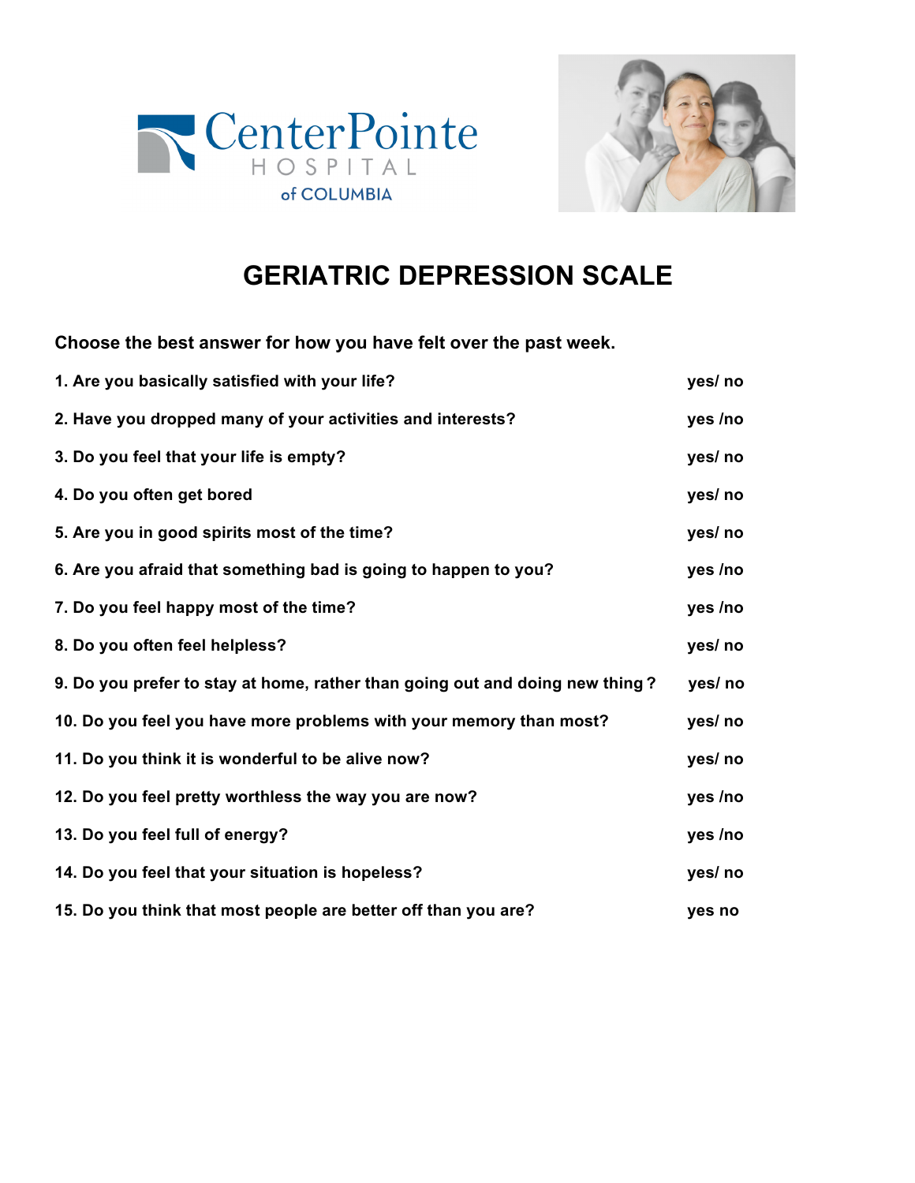CenterPointe HOSPITAL of COLUMBIA

# GERIATRIC DEPRESSION SCALE

**Choose the best answer for how you have felt over the past week.**

| | |
|---|---|
| **1. Are you basically satisfied with your life?** | **yes/ no** |
| **2. Have you dropped many of your activities and interests?** | **yes /no** |
| **3. Do you feel that your life is empty?** | **yes/ no** |
| **4. Do you often get bored** | **yes/ no** |
| **5. Are you in good spirits most of the time?** | **yes/ no** |
| **6. Are you afraid that something bad is going to happen to you?** | **yes /no** |
| **7. Do you feel happy most of the time?** | **yes /no** |
| **8. Do you often feel helpless?** | **yes/ no** |
| **9. Do you prefer to stay at home, rather than going out and doing new thing ?** | **yes/ no** |
| **10. Do you feel you have more problems with your memory than most?** | **yes/ no** |
| **11. Do you think it is wonderful to be alive now?** | **yes/ no** |
| **12. Do you feel pretty worthless the way you are now?** | **yes /no** |
| **13. Do you feel full of energy?** | **yes /no** |
| **14. Do you feel that your situation is hopeless?** | **yes/ no** |
| **15. Do you think that most people are better off than you are?** | **yes no** |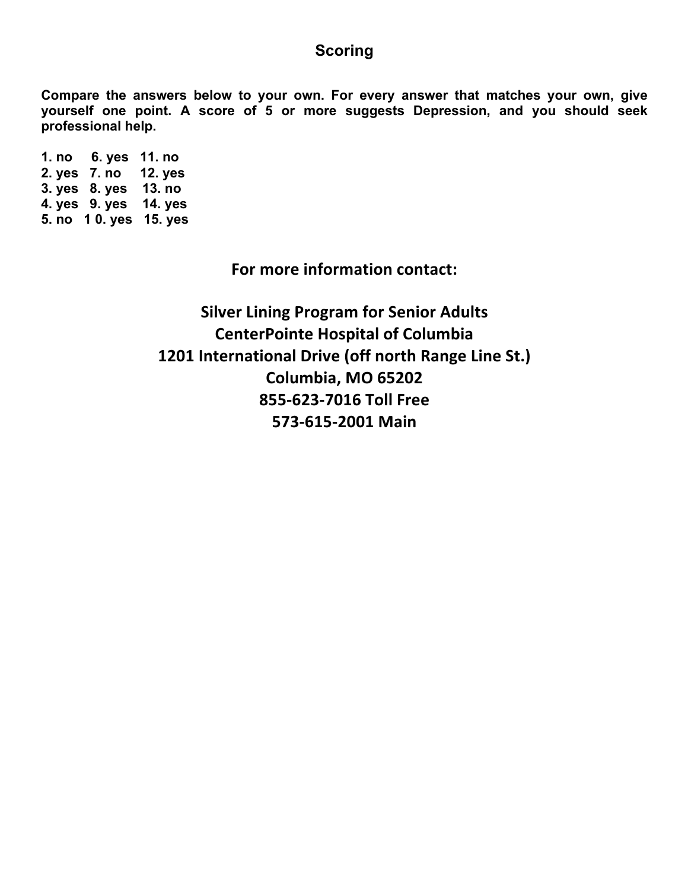## Scoring

**Compare the answers below to your own. For every answer that matches your own, give yourself one point. A score of 5 or more suggests Depression, and you should seek professional help.**

| | | |
|---|---|---|
| **1. no** | **6. yes** | **11. no** |
| **2. yes** | **7. no** | **12. yes** |
| **3. yes** | **8. yes** | **13. no** |
| **4. yes** | **9. yes** | **14. yes** |
| **5. no** | **1 0. yes** | **15. yes** |

**For more information contact:**

**Silver Lining Program for Senior Adults**
**CenterPointe Hospital of Columbia**
**1201 International Drive (off north Range Line St.)**
**Columbia, MO 65202**
**855-623-7016 Toll Free**
**573-615-2001 Main**